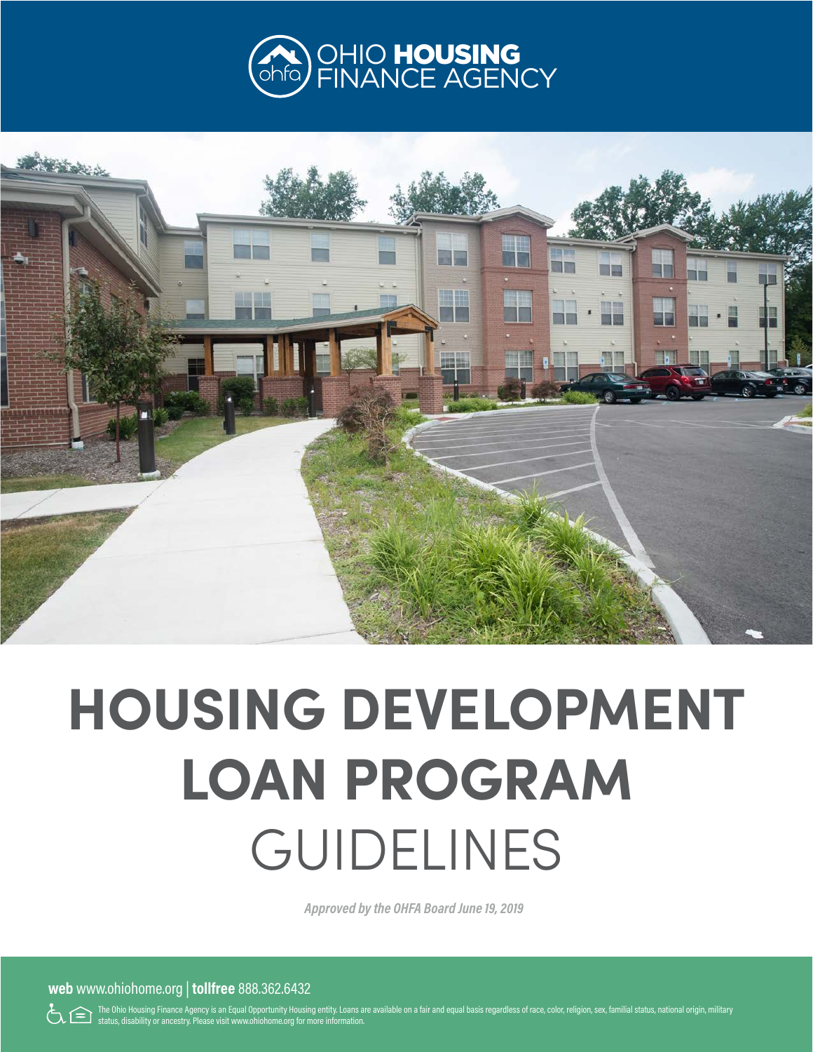OHIO **HOUSING** FINANCE AGENCY

# HOUSING DEVELOPMENT LOAN PROGRAM GUIDELINES

*Approved by the OHFA Board June 19, 2019*

**web** www.ohiohome.org | **tollfree** 888.362.6432

The Ohio Housing Finance Agency is an Equal Opportunity Housing entity. Loans are available on a fair and equal basis regardless of race, color, religion, sex, familial status, national origin, military status, disability or ancestry. Please visit www.ohiohome.org for more information.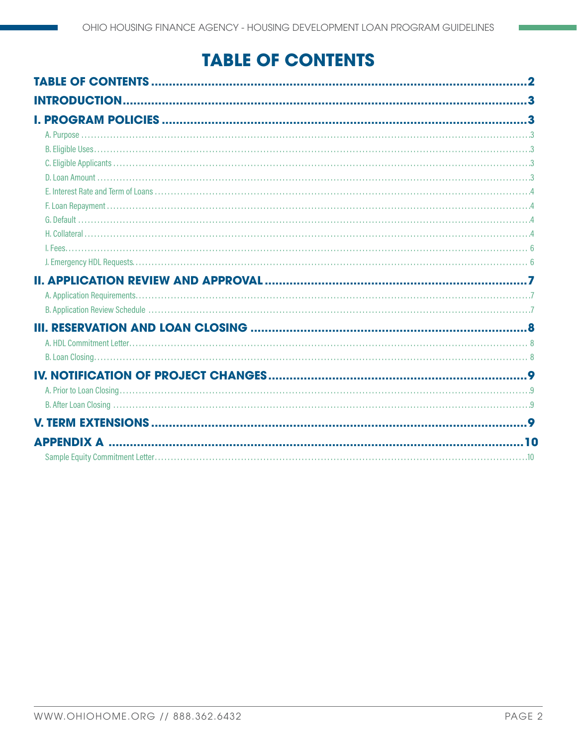# TABLE OF CONTENTS

**TABLE OF CONTENTS** .......... 2

**INTRODUCTION** .......... 3

**I. PROGRAM POLICIES** .......... 3

- A. Purpose .......... 3
- B. Eligible Uses .......... 3
- C. Eligible Applicants .......... 3
- D. Loan Amount .......... 3
- E. Interest Rate and Term of Loans .......... 4
- F. Loan Repayment .......... 4
- G. Default .......... 4
- H. Collateral .......... 4
- I. Fees .......... 6
- J. Emergency HDL Requests .......... 6

**II. APPLICATION REVIEW AND APPROVAL** .......... 7

- A. Application Requirements .......... 7
- B. Application Review Schedule .......... 7

**III. RESERVATION AND LOAN CLOSING** .......... 8

- A. HDL Commitment Letter .......... 8
- B. Loan Closing .......... 8

**IV. NOTIFICATION OF PROJECT CHANGES** .......... 9

- A. Prior to Loan Closing .......... 9
- B. After Loan Closing .......... 9

**V. TERM EXTENSIONS** .......... 9

**APPENDIX A** .......... 10

- Sample Equity Commitment Letter .......... 10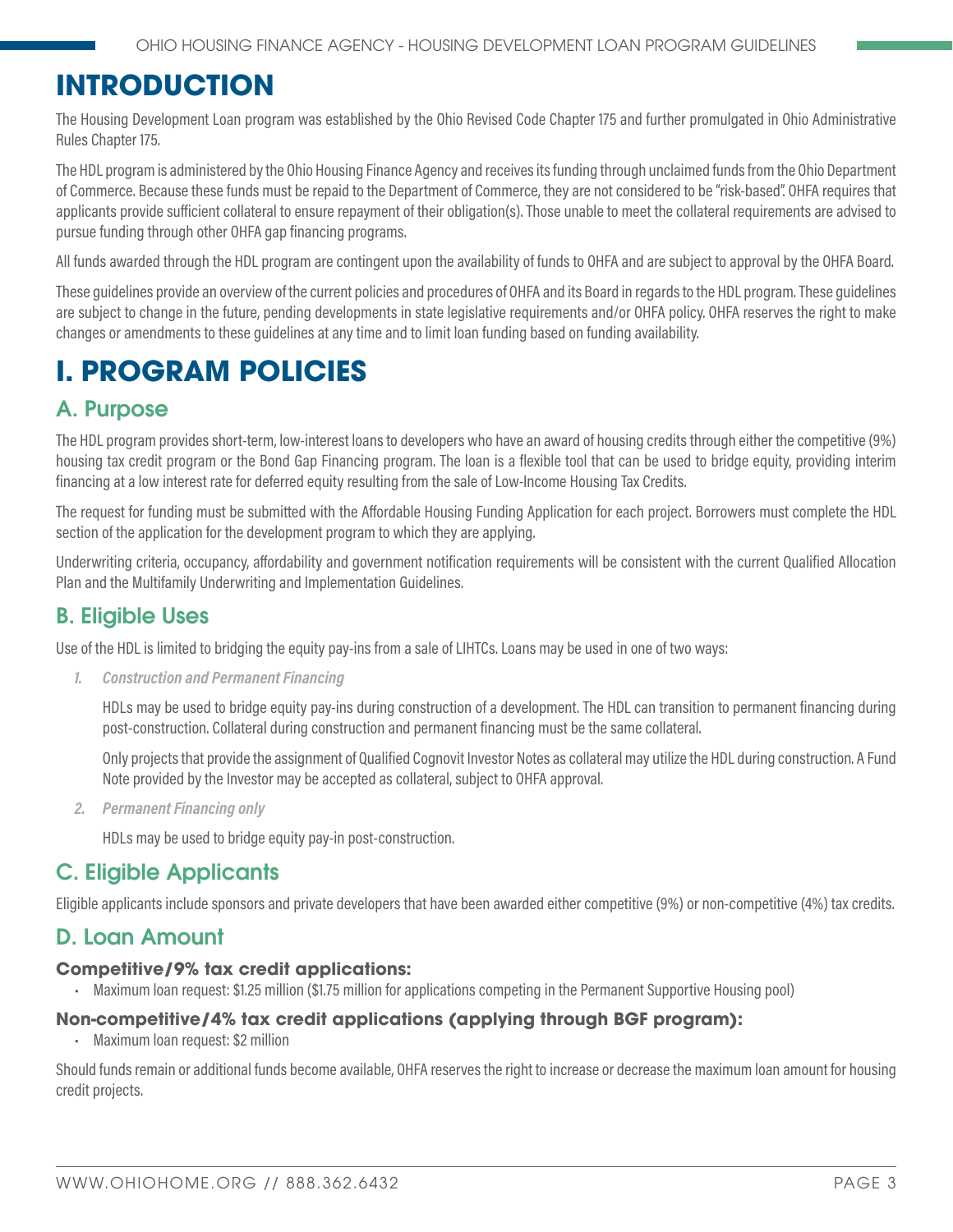# INTRODUCTION

The Housing Development Loan program was established by the Ohio Revised Code Chapter 175 and further promulgated in Ohio Administrative Rules Chapter 175.

The HDL program is administered by the Ohio Housing Finance Agency and receives its funding through unclaimed funds from the Ohio Department of Commerce. Because these funds must be repaid to the Department of Commerce, they are not considered to be "risk-based". OHFA requires that applicants provide sufficient collateral to ensure repayment of their obligation(s). Those unable to meet the collateral requirements are advised to pursue funding through other OHFA gap financing programs.

All funds awarded through the HDL program are contingent upon the availability of funds to OHFA and are subject to approval by the OHFA Board.

These guidelines provide an overview of the current policies and procedures of OHFA and its Board in regards to the HDL program. These guidelines are subject to change in the future, pending developments in state legislative requirements and/or OHFA policy. OHFA reserves the right to make changes or amendments to these guidelines at any time and to limit loan funding based on funding availability.

# I. PROGRAM POLICIES

## A. Purpose

The HDL program provides short-term, low-interest loans to developers who have an award of housing credits through either the competitive (9%) housing tax credit program or the Bond Gap Financing program. The loan is a flexible tool that can be used to bridge equity, providing interim financing at a low interest rate for deferred equity resulting from the sale of Low-Income Housing Tax Credits.

The request for funding must be submitted with the Affordable Housing Funding Application for each project. Borrowers must complete the HDL section of the application for the development program to which they are applying.

Underwriting criteria, occupancy, affordability and government notification requirements will be consistent with the current Qualified Allocation Plan and the Multifamily Underwriting and Implementation Guidelines.

## B. Eligible Uses

Use of the HDL is limited to bridging the equity pay-ins from a sale of LIHTCs. Loans may be used in one of two ways:

1. *Construction and Permanent Financing*

   HDLs may be used to bridge equity pay-ins during construction of a development. The HDL can transition to permanent financing during post-construction. Collateral during construction and permanent financing must be the same collateral.

   Only projects that provide the assignment of Qualified Cognovit Investor Notes as collateral may utilize the HDL during construction. A Fund Note provided by the Investor may be accepted as collateral, subject to OHFA approval.

2. *Permanent Financing only*

   HDLs may be used to bridge equity pay-in post-construction.

## C. Eligible Applicants

Eligible applicants include sponsors and private developers that have been awarded either competitive (9%) or non-competitive (4%) tax credits.

## D. Loan Amount

**Competitive/9% tax credit applications:**

- Maximum loan request: $1.25 million ($1.75 million for applications competing in the Permanent Supportive Housing pool)

**Non-competitive/4% tax credit applications (applying through BGF program):**

- Maximum loan request: $2 million

Should funds remain or additional funds become available, OHFA reserves the right to increase or decrease the maximum loan amount for housing credit projects.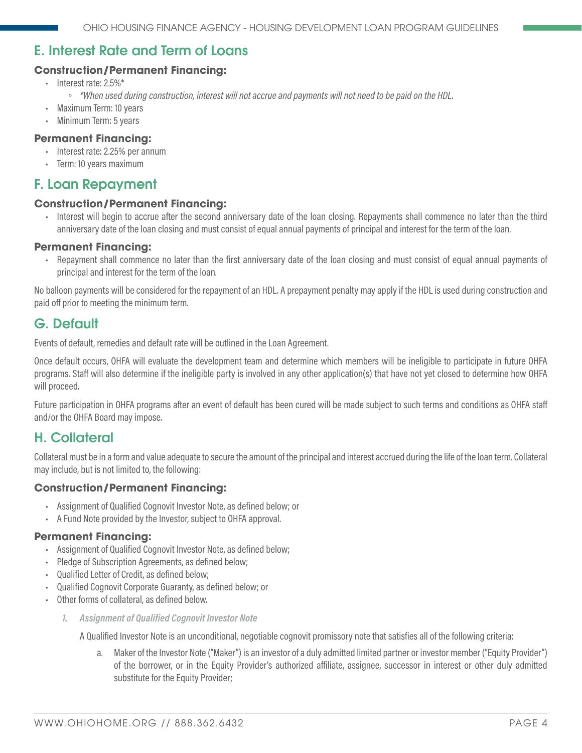## E. Interest Rate and Term of Loans

**Construction/Permanent Financing:**

- Interest rate: 2.5%*
  - *\*When used during construction, interest will not accrue and payments will not need to be paid on the HDL.*
- Maximum Term: 10 years
- Minimum Term: 5 years

**Permanent Financing:**

- Interest rate: 2.25% per annum
- Term: 10 years maximum

## F. Loan Repayment

**Construction/Permanent Financing:**

- Interest will begin to accrue after the second anniversary date of the loan closing. Repayments shall commence no later than the third anniversary date of the loan closing and must consist of equal annual payments of principal and interest for the term of the loan.

**Permanent Financing:**

- Repayment shall commence no later than the first anniversary date of the loan closing and must consist of equal annual payments of principal and interest for the term of the loan.

No balloon payments will be considered for the repayment of an HDL. A prepayment penalty may apply if the HDL is used during construction and paid off prior to meeting the minimum term.

## G. Default

Events of default, remedies and default rate will be outlined in the Loan Agreement.

Once default occurs, OHFA will evaluate the development team and determine which members will be ineligible to participate in future OHFA programs. Staff will also determine if the ineligible party is involved in any other application(s) that have not yet closed to determine how OHFA will proceed.

Future participation in OHFA programs after an event of default has been cured will be made subject to such terms and conditions as OHFA staff and/or the OHFA Board may impose.

## H. Collateral

Collateral must be in a form and value adequate to secure the amount of the principal and interest accrued during the life of the loan term. Collateral may include, but is not limited to, the following:

**Construction/Permanent Financing:**

- Assignment of Qualified Cognovit Investor Note, as defined below; or
- A Fund Note provided by the Investor, subject to OHFA approval.

**Permanent Financing:**

- Assignment of Qualified Cognovit Investor Note, as defined below;
- Pledge of Subscription Agreements, as defined below;
- Qualified Letter of Credit, as defined below;
- Qualified Cognovit Corporate Guaranty, as defined below; or
- Other forms of collateral, as defined below.

1. ***Assignment of Qualified Cognovit Investor Note***

   A Qualified Investor Note is an unconditional, negotiable cognovit promissory note that satisfies all of the following criteria:

   a. Maker of the Investor Note ("Maker") is an investor of a duly admitted limited partner or investor member ("Equity Provider") of the borrower, or in the Equity Provider's authorized affiliate, assignee, successor in interest or other duly admitted substitute for the Equity Provider;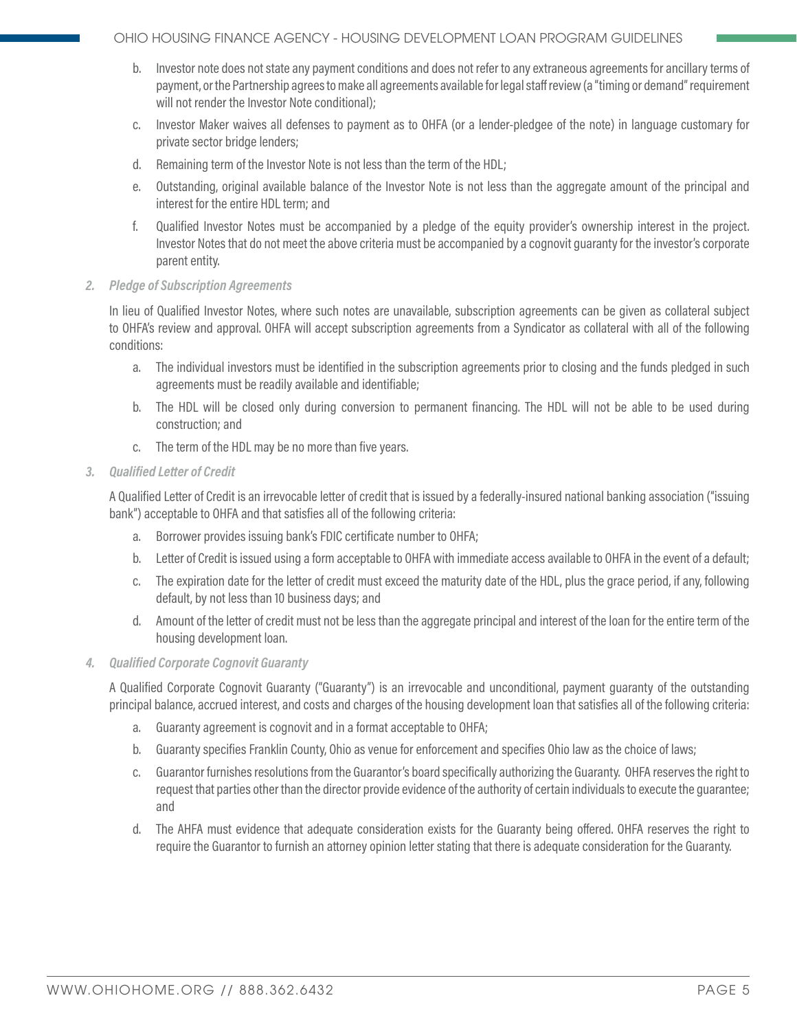b. Investor note does not state any payment conditions and does not refer to any extraneous agreements for ancillary terms of payment, or the Partnership agrees to make all agreements available for legal staff review (a "timing or demand" requirement will not render the Investor Note conditional);

c. Investor Maker waives all defenses to payment as to OHFA (or a lender-pledgee of the note) in language customary for private sector bridge lenders;

d. Remaining term of the Investor Note is not less than the term of the HDL;

e. Outstanding, original available balance of the Investor Note is not less than the aggregate amount of the principal and interest for the entire HDL term; and

f. Qualified Investor Notes must be accompanied by a pledge of the equity provider's ownership interest in the project. Investor Notes that do not meet the above criteria must be accompanied by a cognovit guaranty for the investor's corporate parent entity.

### 2. *Pledge of Subscription Agreements*

In lieu of Qualified Investor Notes, where such notes are unavailable, subscription agreements can be given as collateral subject to OHFA's review and approval. OHFA will accept subscription agreements from a Syndicator as collateral with all of the following conditions:

a. The individual investors must be identified in the subscription agreements prior to closing and the funds pledged in such agreements must be readily available and identifiable;

b. The HDL will be closed only during conversion to permanent financing. The HDL will not be able to be used during construction; and

c. The term of the HDL may be no more than five years.

### 3. *Qualified Letter of Credit*

A Qualified Letter of Credit is an irrevocable letter of credit that is issued by a federally-insured national banking association ("issuing bank") acceptable to OHFA and that satisfies all of the following criteria:

a. Borrower provides issuing bank's FDIC certificate number to OHFA;

b. Letter of Credit is issued using a form acceptable to OHFA with immediate access available to OHFA in the event of a default;

c. The expiration date for the letter of credit must exceed the maturity date of the HDL, plus the grace period, if any, following default, by not less than 10 business days; and

d. Amount of the letter of credit must not be less than the aggregate principal and interest of the loan for the entire term of the housing development loan.

### 4. *Qualified Corporate Cognovit Guaranty*

A Qualified Corporate Cognovit Guaranty ("Guaranty") is an irrevocable and unconditional, payment guaranty of the outstanding principal balance, accrued interest, and costs and charges of the housing development loan that satisfies all of the following criteria:

a. Guaranty agreement is cognovit and in a format acceptable to OHFA;

b. Guaranty specifies Franklin County, Ohio as venue for enforcement and specifies Ohio law as the choice of laws;

c. Guarantor furnishes resolutions from the Guarantor's board specifically authorizing the Guaranty. OHFA reserves the right to request that parties other than the director provide evidence of the authority of certain individuals to execute the guarantee; and

d. The AHFA must evidence that adequate consideration exists for the Guaranty being offered. OHFA reserves the right to require the Guarantor to furnish an attorney opinion letter stating that there is adequate consideration for the Guaranty.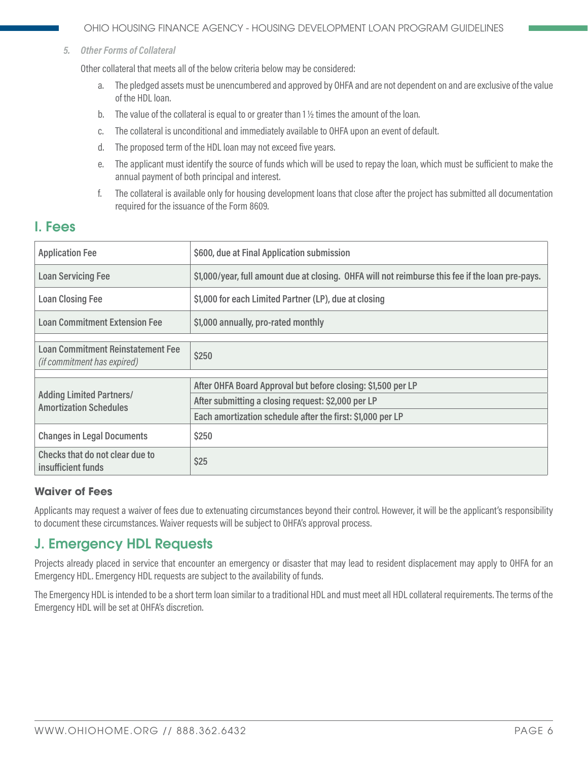### 5. *Other Forms of Collateral*

Other collateral that meets all of the below criteria below may be considered:

a. The pledged assets must be unencumbered and approved by OHFA and are not dependent on and are exclusive of the value of the HDL loan.

b. The value of the collateral is equal to or greater than 1 ½ times the amount of the loan.

c. The collateral is unconditional and immediately available to OHFA upon an event of default.

d. The proposed term of the HDL loan may not exceed five years.

e. The applicant must identify the source of funds which will be used to repay the loan, which must be sufficient to make the annual payment of both principal and interest.

f. The collateral is available only for housing development loans that close after the project has submitted all documentation required for the issuance of the Form 8609.

## I. Fees

| Fee | Amount |
|---|---|
| Application Fee | $600, due at Final Application submission |
| Loan Servicing Fee | $1,000/year, full amount due at closing. OHFA will not reimburse this fee if the loan pre-pays. |
| Loan Closing Fee | $1,000 for each Limited Partner (LP), due at closing |
| Loan Commitment Extension Fee | $1,000 annually, pro-rated monthly |
| Loan Commitment Reinstatement Fee *(if commitment has expired)* | $250 |
| Adding Limited Partners/ Amortization Schedules | After OHFA Board Approval but before closing: $1,500 per LP |
| | After submitting a closing request: $2,000 per LP |
| | Each amortization schedule after the first: $1,000 per LP |
| Changes in Legal Documents | $250 |
| Checks that do not clear due to insufficient funds | $25 |

### Waiver of Fees

Applicants may request a waiver of fees due to extenuating circumstances beyond their control. However, it will be the applicant's responsibility to document these circumstances. Waiver requests will be subject to OHFA's approval process.

## J. Emergency HDL Requests

Projects already placed in service that encounter an emergency or disaster that may lead to resident displacement may apply to OHFA for an Emergency HDL. Emergency HDL requests are subject to the availability of funds.

The Emergency HDL is intended to be a short term loan similar to a traditional HDL and must meet all HDL collateral requirements. The terms of the Emergency HDL will be set at OHFA's discretion.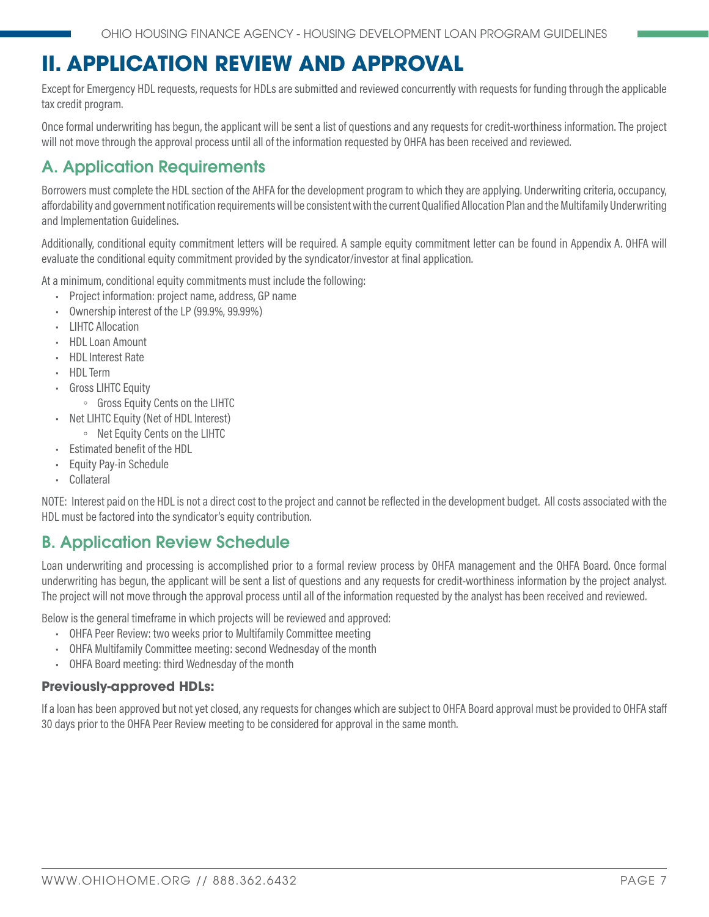# II. APPLICATION REVIEW AND APPROVAL

Except for Emergency HDL requests, requests for HDLs are submitted and reviewed concurrently with requests for funding through the applicable tax credit program.

Once formal underwriting has begun, the applicant will be sent a list of questions and any requests for credit-worthiness information. The project will not move through the approval process until all of the information requested by OHFA has been received and reviewed.

## A. Application Requirements

Borrowers must complete the HDL section of the AHFA for the development program to which they are applying. Underwriting criteria, occupancy, affordability and government notification requirements will be consistent with the current Qualified Allocation Plan and the Multifamily Underwriting and Implementation Guidelines.

Additionally, conditional equity commitment letters will be required. A sample equity commitment letter can be found in Appendix A. OHFA will evaluate the conditional equity commitment provided by the syndicator/investor at final application.

At a minimum, conditional equity commitments must include the following:

- Project information: project name, address, GP name
- Ownership interest of the LP (99.9%, 99.99%)
- LIHTC Allocation
- HDL Loan Amount
- HDL Interest Rate
- HDL Term
- Gross LIHTC Equity
  - Gross Equity Cents on the LIHTC
- Net LIHTC Equity (Net of HDL Interest)
  - Net Equity Cents on the LIHTC
- Estimated benefit of the HDL
- Equity Pay-in Schedule
- Collateral

NOTE: Interest paid on the HDL is not a direct cost to the project and cannot be reflected in the development budget. All costs associated with the HDL must be factored into the syndicator's equity contribution.

## B. Application Review Schedule

Loan underwriting and processing is accomplished prior to a formal review process by OHFA management and the OHFA Board. Once formal underwriting has begun, the applicant will be sent a list of questions and any requests for credit-worthiness information by the project analyst. The project will not move through the approval process until all of the information requested by the analyst has been received and reviewed.

Below is the general timeframe in which projects will be reviewed and approved:

- OHFA Peer Review: two weeks prior to Multifamily Committee meeting
- OHFA Multifamily Committee meeting: second Wednesday of the month
- OHFA Board meeting: third Wednesday of the month

### Previously-approved HDLs:

If a loan has been approved but not yet closed, any requests for changes which are subject to OHFA Board approval must be provided to OHFA staff 30 days prior to the OHFA Peer Review meeting to be considered for approval in the same month.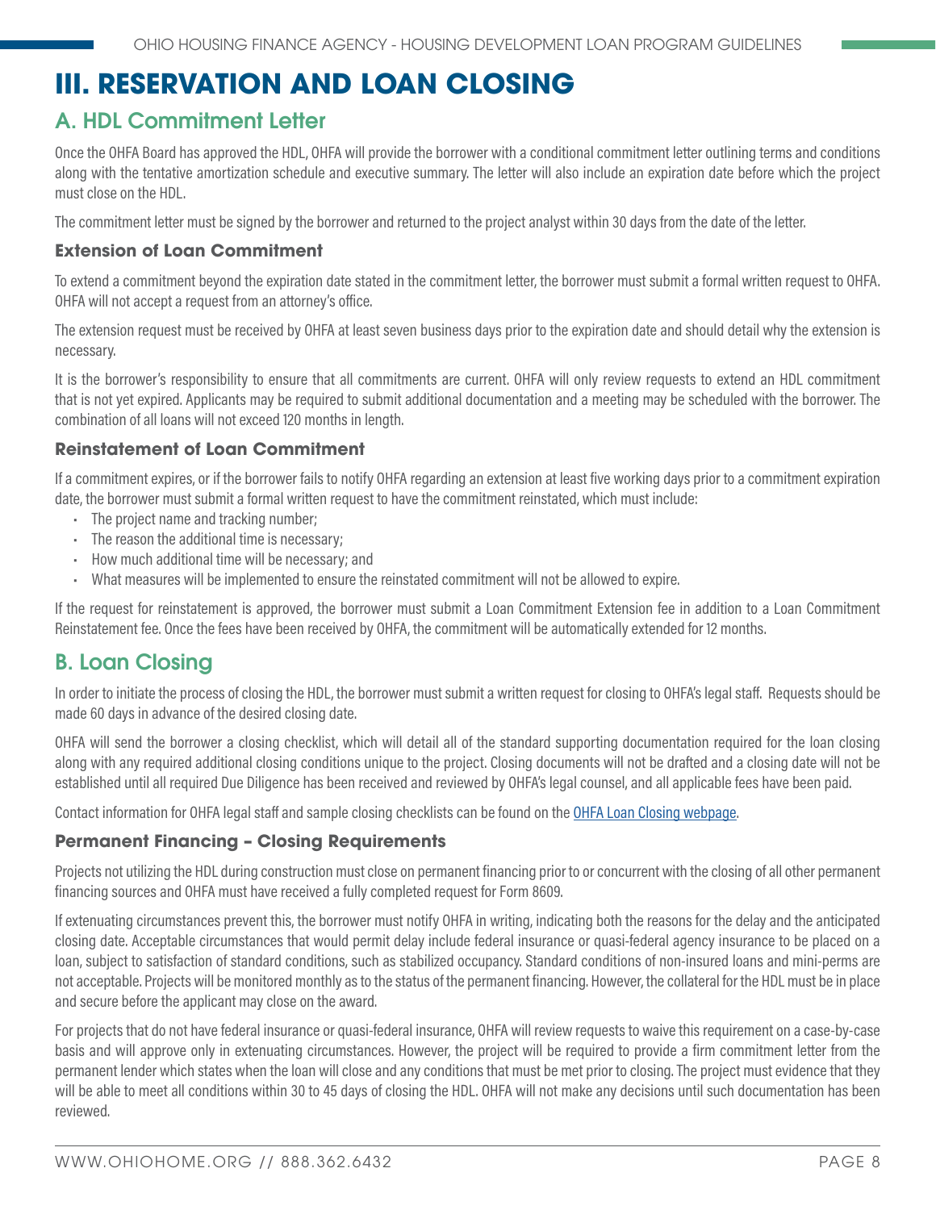# III. RESERVATION AND LOAN CLOSING

## A. HDL Commitment Letter

Once the OHFA Board has approved the HDL, OHFA will provide the borrower with a conditional commitment letter outlining terms and conditions along with the tentative amortization schedule and executive summary. The letter will also include an expiration date before which the project must close on the HDL.

The commitment letter must be signed by the borrower and returned to the project analyst within 30 days from the date of the letter.

### Extension of Loan Commitment

To extend a commitment beyond the expiration date stated in the commitment letter, the borrower must submit a formal written request to OHFA. OHFA will not accept a request from an attorney's office.

The extension request must be received by OHFA at least seven business days prior to the expiration date and should detail why the extension is necessary.

It is the borrower's responsibility to ensure that all commitments are current. OHFA will only review requests to extend an HDL commitment that is not yet expired. Applicants may be required to submit additional documentation and a meeting may be scheduled with the borrower. The combination of all loans will not exceed 120 months in length.

### Reinstatement of Loan Commitment

If a commitment expires, or if the borrower fails to notify OHFA regarding an extension at least five working days prior to a commitment expiration date, the borrower must submit a formal written request to have the commitment reinstated, which must include:

- The project name and tracking number;
- The reason the additional time is necessary;
- How much additional time will be necessary; and
- What measures will be implemented to ensure the reinstated commitment will not be allowed to expire.

If the request for reinstatement is approved, the borrower must submit a Loan Commitment Extension fee in addition to a Loan Commitment Reinstatement fee. Once the fees have been received by OHFA, the commitment will be automatically extended for 12 months.

## B. Loan Closing

In order to initiate the process of closing the HDL, the borrower must submit a written request for closing to OHFA's legal staff. Requests should be made 60 days in advance of the desired closing date.

OHFA will send the borrower a closing checklist, which will detail all of the standard supporting documentation required for the loan closing along with any required additional closing conditions unique to the project. Closing documents will not be drafted and a closing date will not be established until all required Due Diligence has been received and reviewed by OHFA's legal counsel, and all applicable fees have been paid.

Contact information for OHFA legal staff and sample closing checklists can be found on the OHFA Loan Closing webpage.

### Permanent Financing – Closing Requirements

Projects not utilizing the HDL during construction must close on permanent financing prior to or concurrent with the closing of all other permanent financing sources and OHFA must have received a fully completed request for Form 8609.

If extenuating circumstances prevent this, the borrower must notify OHFA in writing, indicating both the reasons for the delay and the anticipated closing date. Acceptable circumstances that would permit delay include federal insurance or quasi-federal agency insurance to be placed on a loan, subject to satisfaction of standard conditions, such as stabilized occupancy. Standard conditions of non-insured loans and mini-perms are not acceptable. Projects will be monitored monthly as to the status of the permanent financing. However, the collateral for the HDL must be in place and secure before the applicant may close on the award.

For projects that do not have federal insurance or quasi-federal insurance, OHFA will review requests to waive this requirement on a case-by-case basis and will approve only in extenuating circumstances. However, the project will be required to provide a firm commitment letter from the permanent lender which states when the loan will close and any conditions that must be met prior to closing. The project must evidence that they will be able to meet all conditions within 30 to 45 days of closing the HDL. OHFA will not make any decisions until such documentation has been reviewed.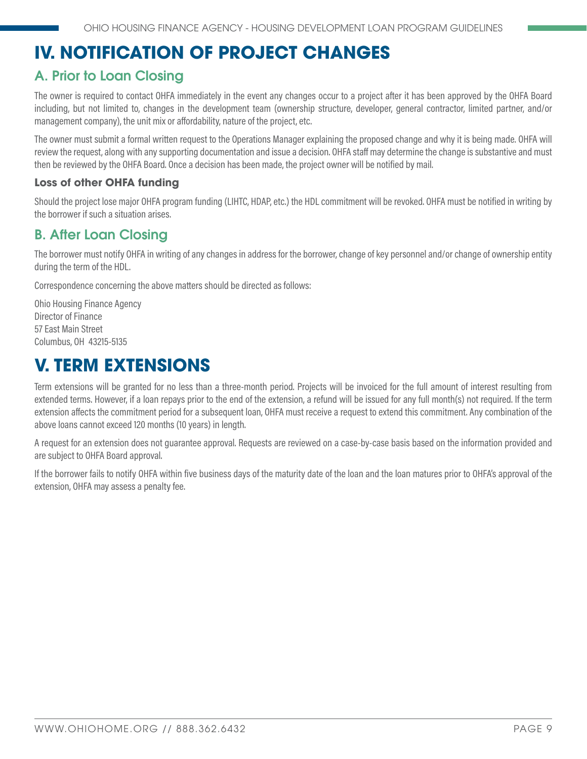# IV. NOTIFICATION OF PROJECT CHANGES

## A. Prior to Loan Closing

The owner is required to contact OHFA immediately in the event any changes occur to a project after it has been approved by the OHFA Board including, but not limited to, changes in the development team (ownership structure, developer, general contractor, limited partner, and/or management company), the unit mix or affordability, nature of the project, etc.

The owner must submit a formal written request to the Operations Manager explaining the proposed change and why it is being made. OHFA will review the request, along with any supporting documentation and issue a decision. OHFA staff may determine the change is substantive and must then be reviewed by the OHFA Board. Once a decision has been made, the project owner will be notified by mail.

### Loss of other OHFA funding

Should the project lose major OHFA program funding (LIHTC, HDAP, etc.) the HDL commitment will be revoked. OHFA must be notified in writing by the borrower if such a situation arises.

## B. After Loan Closing

The borrower must notify OHFA in writing of any changes in address for the borrower, change of key personnel and/or change of ownership entity during the term of the HDL.

Correspondence concerning the above matters should be directed as follows:

Ohio Housing Finance Agency
Director of Finance
57 East Main Street
Columbus, OH 43215-5135

# V. TERM EXTENSIONS

Term extensions will be granted for no less than a three-month period. Projects will be invoiced for the full amount of interest resulting from extended terms. However, if a loan repays prior to the end of the extension, a refund will be issued for any full month(s) not required. If the term extension affects the commitment period for a subsequent loan, OHFA must receive a request to extend this commitment. Any combination of the above loans cannot exceed 120 months (10 years) in length.

A request for an extension does not guarantee approval. Requests are reviewed on a case-by-case basis based on the information provided and are subject to OHFA Board approval.

If the borrower fails to notify OHFA within five business days of the maturity date of the loan and the loan matures prior to OHFA's approval of the extension, OHFA may assess a penalty fee.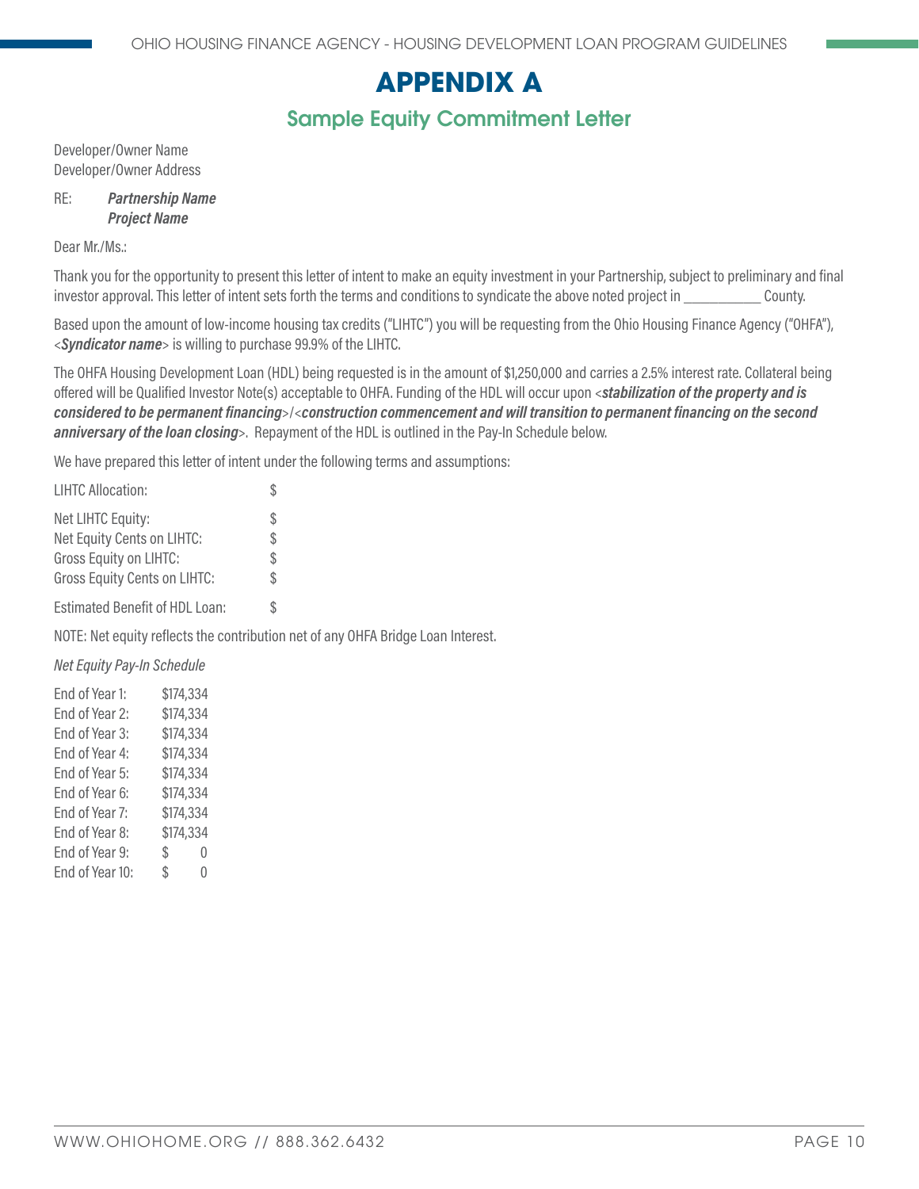# APPENDIX A

## Sample Equity Commitment Letter

Developer/Owner Name
Developer/Owner Address

RE: ***Partnership Name***
***Project Name***

Dear Mr./Ms.:

Thank you for the opportunity to present this letter of intent to make an equity investment in your Partnership, subject to preliminary and final investor approval. This letter of intent sets forth the terms and conditions to syndicate the above noted project in __________ County.

Based upon the amount of low-income housing tax credits ("LIHTC") you will be requesting from the Ohio Housing Finance Agency ("OHFA"), <***Syndicator name***> is willing to purchase 99.9% of the LIHTC.

The OHFA Housing Development Loan (HDL) being requested is in the amount of $1,250,000 and carries a 2.5% interest rate. Collateral being offered will be Qualified Investor Note(s) acceptable to OHFA. Funding of the HDL will occur upon <***stabilization of the property and is considered to be permanent financing***>/<***construction commencement and will transition to permanent financing on the second anniversary of the loan closing***>. Repayment of the HDL is outlined in the Pay-In Schedule below.

We have prepared this letter of intent under the following terms and assumptions:

| | |
|---|---|
| LIHTC Allocation: | $ |
| Net LIHTC Equity: | $ |
| Net Equity Cents on LIHTC: | $ |
| Gross Equity on LIHTC: | $ |
| Gross Equity Cents on LIHTC: | $ |
| Estimated Benefit of HDL Loan: | $ |

NOTE: Net equity reflects the contribution net of any OHFA Bridge Loan Interest.

*Net Equity Pay-In Schedule*

| | |
|---|---|
| End of Year 1: | $174,334 |
| End of Year 2: | $174,334 |
| End of Year 3: | $174,334 |
| End of Year 4: | $174,334 |
| End of Year 5: | $174,334 |
| End of Year 6: | $174,334 |
| End of Year 7: | $174,334 |
| End of Year 8: | $174,334 |
| End of Year 9: | $ 0 |
| End of Year 10: | $ 0 |